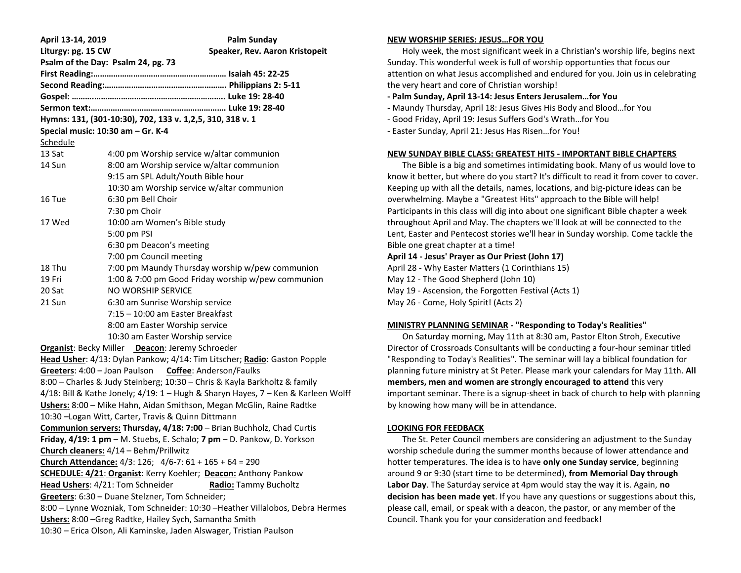**April 13-14, 2019** **Palm Sunday**

**Liturgy: pg. 15 CW** **Speaker, Rev. Aaron Kristopeit**

**Psalm of the Day: Psalm 24, pg. 73**

**First Reading:…………………………………………………… Isaiah 45: 22-25**

**Second Reading:……………………………………………….. Philippians 2: 5-11**

**Gospel: …….…………………………………………………….. Luke 19: 28-40**

**Sermon text:…………………………………………………… Luke 19: 28-40**

**Hymns: 131, (301-10:30), 702, 133 v. 1,2,5, 310, 318 v. 1**

**Special music: 10:30 am – Gr. K-4**

Schedule

| | |
|---|---|
| 13 Sat | 4:00 pm Worship service w/altar communion |
| 14 Sun | 8:00 am Worship service w/altar communion |
| | 9:15 am SPL Adult/Youth Bible hour |
| | 10:30 am Worship service w/altar communion |
| 16 Tue | 6:30 pm Bell Choir |
| | 7:30 pm Choir |
| 17 Wed | 10:00 am Women's Bible study |
| | 5:00 pm PSI |
| | 6:30 pm Deacon's meeting |
| | 7:00 pm Council meeting |
| 18 Thu | 7:00 pm Maundy Thursday worship w/pew communion |
| 19 Fri | 1:00 & 7:00 pm Good Friday worship w/pew communion |
| 20 Sat | NO WORSHIP SERVICE |
| 21 Sun | 6:30 am Sunrise Worship service |
| | 7:15 – 10:00 am Easter Breakfast |
| | 8:00 am Easter Worship service |
| | 10:30 am Easter Worship service |

**Organist**: Becky Miller **Deacon**: Jeremy Schroeder

**Head Usher**: 4/13: Dylan Pankow; 4/14: Tim Litscher; **Radio**: Gaston Popple

**Greeters**: 4:00 – Joan Paulson **Coffee**: Anderson/Faulks

8:00 – Charles & Judy Steinberg; 10:30 – Chris & Kayla Barkholtz & family

4/18: Bill & Kathe Jonely; 4/19: 1 – Hugh & Sharyn Hayes, 7 – Ken & Karleen Wolff

**Ushers:** 8:00 – Mike Hahn, Aidan Smithson, Megan McGlin, Raine Radtke

10:30 –Logan Witt, Carter, Travis & Quinn Dittmann

**Communion servers: Thursday, 4/18: 7:00** – Brian Buchholz, Chad Curtis

**Friday, 4/19: 1 pm** – M. Stuebs, E. Schalo; **7 pm** – D. Pankow, D. Yorkson

**Church cleaners:** 4/14 – Behm/Prillwitz

**Church Attendance:** 4/3: 126; 4/6-7: 61 + 165 + 64 = 290

**SCHEDULE: 4/21**: **Organist**: Kerry Koehler; **Deacon:** Anthony Pankow

**Head Ushers**: 4/21: Tom Schneider **Radio:** Tammy Bucholtz

**Greeters**: 6:30 – Duane Stelzner, Tom Schneider;

8:00 – Lynne Wozniak, Tom Schneider: 10:30 –Heather Villalobos, Debra Hermes

**Ushers:** 8:00 –Greg Radtke, Hailey Sych, Samantha Smith

10:30 – Erica Olson, Ali Kaminske, Jaden Alswager, Tristian Paulson

## NEW WORSHIP SERIES: JESUS…FOR YOU

Holy week, the most significant week in a Christian's worship life, begins next Sunday. This wonderful week is full of worship opportunties that focus our attention on what Jesus accomplished and endured for you. Join us in celebrating the very heart and core of Christian worship!

- **Palm Sunday, April 13-14: Jesus Enters Jerusalem…for You**
- Maundy Thursday, April 18: Jesus Gives His Body and Blood…for You
- Good Friday, April 19: Jesus Suffers God's Wrath…for You
- Easter Sunday, April 21: Jesus Has Risen…for You!

## NEW SUNDAY BIBLE CLASS: GREATEST HITS - IMPORTANT BIBLE CHAPTERS

The Bible is a big and sometimes intimidating book. Many of us would love to know it better, but where do you start? It's difficult to read it from cover to cover. Keeping up with all the details, names, locations, and big-picture ideas can be overwhelming. Maybe a "Greatest Hits" approach to the Bible will help! Participants in this class will dig into about one significant Bible chapter a week throughout April and May. The chapters we'll look at will be connected to the Lent, Easter and Pentecost stories we'll hear in Sunday worship. Come tackle the Bible one great chapter at a time!

**April 14 - Jesus' Prayer as Our Priest (John 17)**

April 28 - Why Easter Matters (1 Corinthians 15)

May 12 - The Good Shepherd (John 10)

May 19 - Ascension, the Forgotten Festival (Acts 1)

May 26 - Come, Holy Spirit! (Acts 2)

## MINISTRY PLANNING SEMINAR - "Responding to Today's Realities"

On Saturday morning, May 11th at 8:30 am, Pastor Elton Stroh, Executive Director of Crossroads Consultants will be conducting a four-hour seminar titled "Responding to Today's Realities". The seminar will lay a biblical foundation for planning future ministry at St Peter. Please mark your calendars for May 11th. **All members, men and women are strongly encouraged to attend** this very important seminar. There is a signup-sheet in back of church to help with planning by knowing how many will be in attendance.

## LOOKING FOR FEEDBACK

The St. Peter Council members are considering an adjustment to the Sunday worship schedule during the summer months because of lower attendance and hotter temperatures. The idea is to have **only one Sunday service**, beginning around 9 or 9:30 (start time to be determined), **from Memorial Day through Labor Day**. The Saturday service at 4pm would stay the way it is. Again, **no decision has been made yet**. If you have any questions or suggestions about this, please call, email, or speak with a deacon, the pastor, or any member of the Council. Thank you for your consideration and feedback!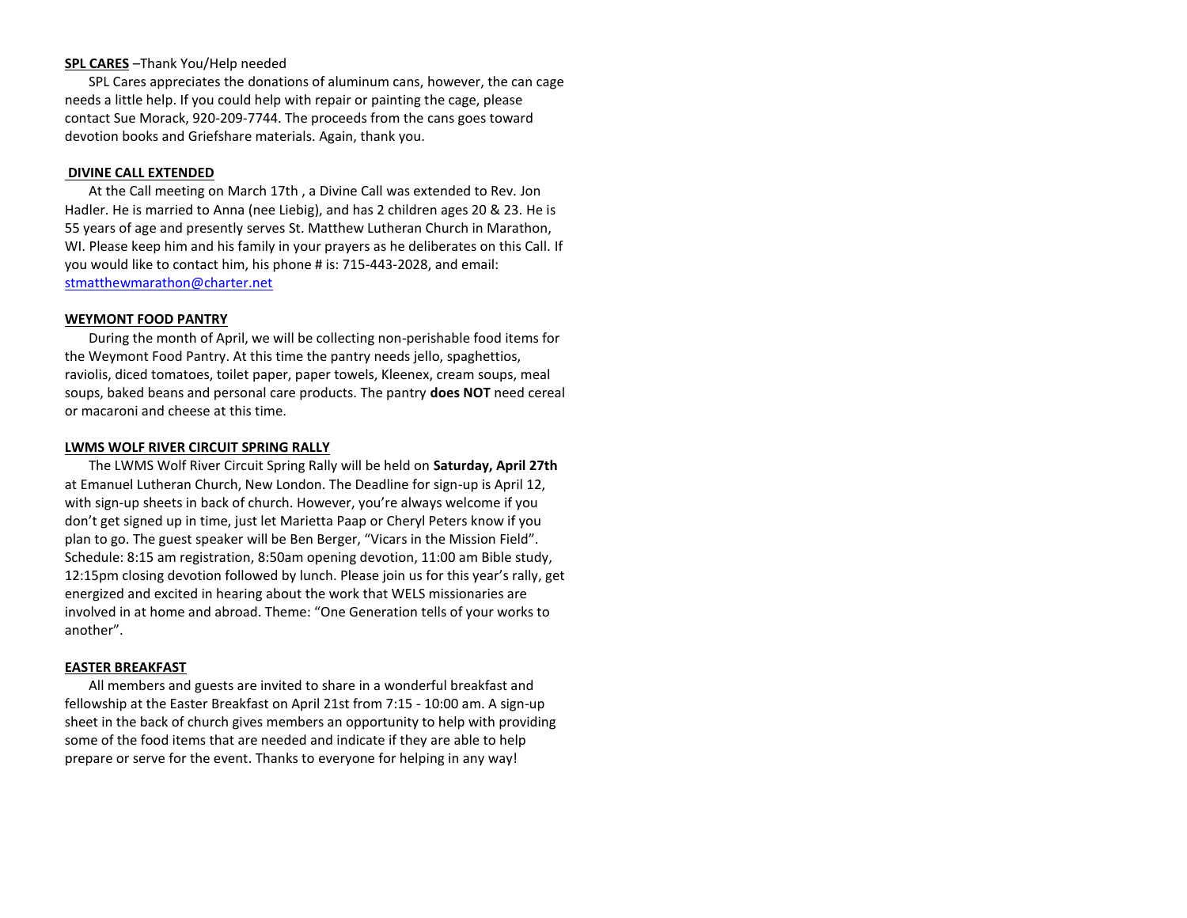**SPL CARES** –Thank You/Help needed

SPL Cares appreciates the donations of aluminum cans, however, the can cage needs a little help. If you could help with repair or painting the cage, please contact Sue Morack, 920-209-7744. The proceeds from the cans goes toward devotion books and Griefshare materials. Again, thank you.

**DIVINE CALL EXTENDED**

At the Call meeting on March 17th , a Divine Call was extended to Rev. Jon Hadler. He is married to Anna (nee Liebig), and has 2 children ages 20 & 23. He is 55 years of age and presently serves St. Matthew Lutheran Church in Marathon, WI. Please keep him and his family in your prayers as he deliberates on this Call. If you would like to contact him, his phone # is: 715-443-2028, and email: stmatthewmarathon@charter.net

**WEYMONT FOOD PANTRY**

During the month of April, we will be collecting non-perishable food items for the Weymont Food Pantry. At this time the pantry needs jello, spaghettios, raviolis, diced tomatoes, toilet paper, paper towels, Kleenex, cream soups, meal soups, baked beans and personal care products. The pantry **does NOT** need cereal or macaroni and cheese at this time.

**LWMS WOLF RIVER CIRCUIT SPRING RALLY**

The LWMS Wolf River Circuit Spring Rally will be held on **Saturday, April 27th** at Emanuel Lutheran Church, New London. The Deadline for sign-up is April 12, with sign-up sheets in back of church. However, you're always welcome if you don't get signed up in time, just let Marietta Paap or Cheryl Peters know if you plan to go. The guest speaker will be Ben Berger, "Vicars in the Mission Field". Schedule: 8:15 am registration, 8:50am opening devotion, 11:00 am Bible study, 12:15pm closing devotion followed by lunch. Please join us for this year's rally, get energized and excited in hearing about the work that WELS missionaries are involved in at home and abroad. Theme: "One Generation tells of your works to another".

**EASTER BREAKFAST**

All members and guests are invited to share in a wonderful breakfast and fellowship at the Easter Breakfast on April 21st from 7:15 - 10:00 am. A sign-up sheet in the back of church gives members an opportunity to help with providing some of the food items that are needed and indicate if they are able to help prepare or serve for the event. Thanks to everyone for helping in any way!